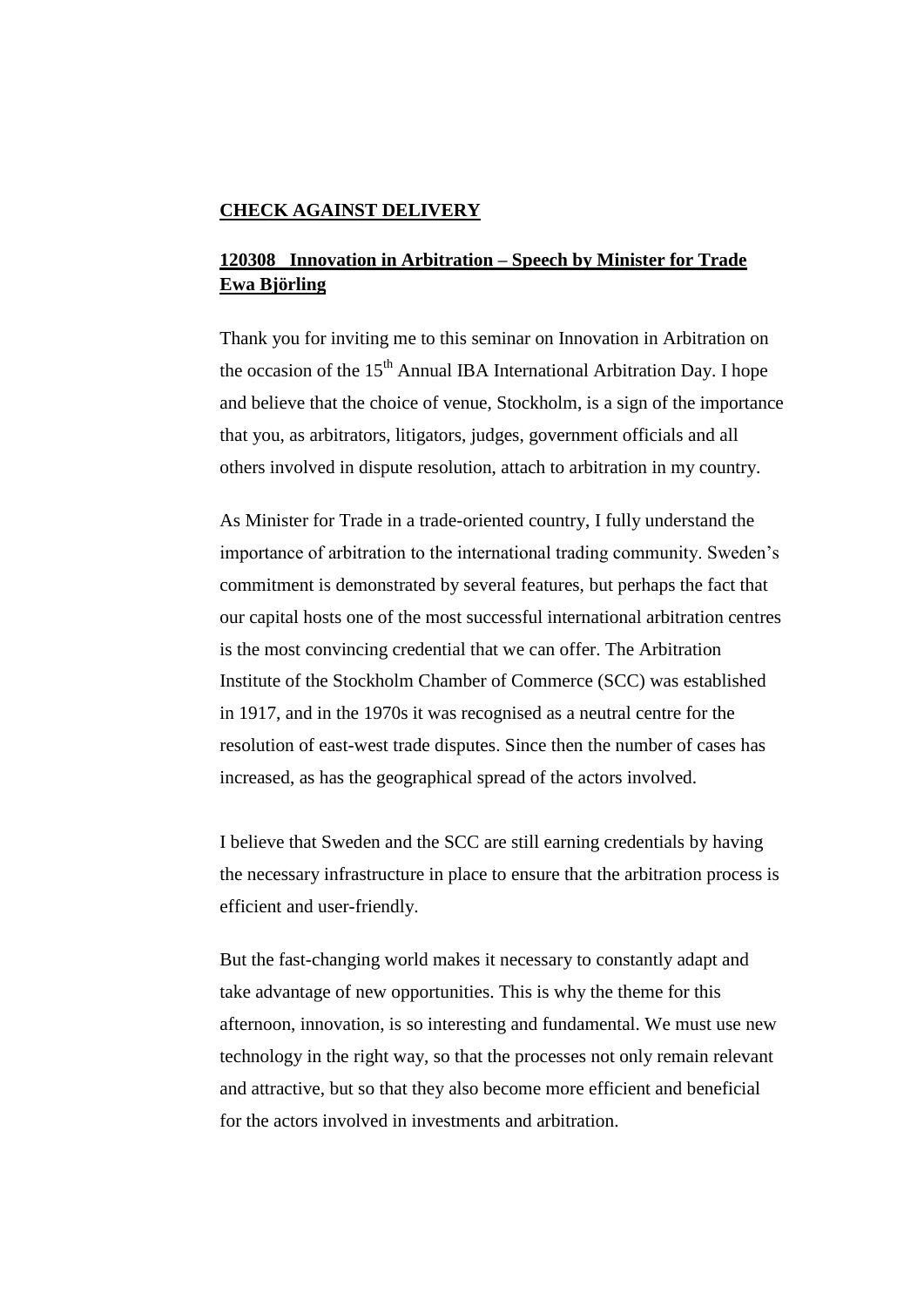**CHECK AGAINST DELIVERY**

## 120308 Innovation in Arbitration – Speech by Minister for Trade Ewa Björling

Thank you for inviting me to this seminar on Innovation in Arbitration on the occasion of the 15th Annual IBA International Arbitration Day. I hope and believe that the choice of venue, Stockholm, is a sign of the importance that you, as arbitrators, litigators, judges, government officials and all others involved in dispute resolution, attach to arbitration in my country.

As Minister for Trade in a trade-oriented country, I fully understand the importance of arbitration to the international trading community. Sweden's commitment is demonstrated by several features, but perhaps the fact that our capital hosts one of the most successful international arbitration centres is the most convincing credential that we can offer. The Arbitration Institute of the Stockholm Chamber of Commerce (SCC) was established in 1917, and in the 1970s it was recognised as a neutral centre for the resolution of east-west trade disputes. Since then the number of cases has increased, as has the geographical spread of the actors involved.

I believe that Sweden and the SCC are still earning credentials by having the necessary infrastructure in place to ensure that the arbitration process is efficient and user-friendly.

But the fast-changing world makes it necessary to constantly adapt and take advantage of new opportunities. This is why the theme for this afternoon, innovation, is so interesting and fundamental. We must use new technology in the right way, so that the processes not only remain relevant and attractive, but so that they also become more efficient and beneficial for the actors involved in investments and arbitration.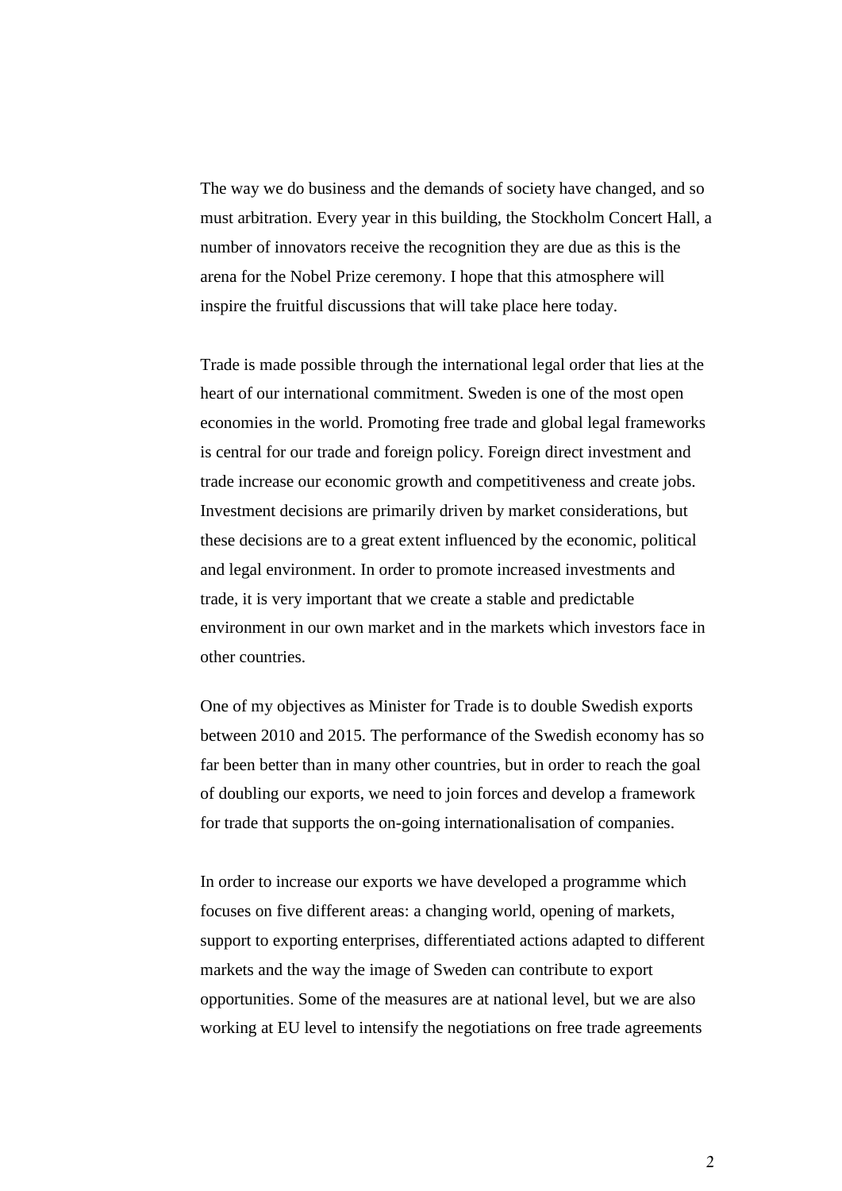The way we do business and the demands of society have changed, and so must arbitration. Every year in this building, the Stockholm Concert Hall, a number of innovators receive the recognition they are due as this is the arena for the Nobel Prize ceremony. I hope that this atmosphere will inspire the fruitful discussions that will take place here today.

Trade is made possible through the international legal order that lies at the heart of our international commitment. Sweden is one of the most open economies in the world. Promoting free trade and global legal frameworks is central for our trade and foreign policy. Foreign direct investment and trade increase our economic growth and competitiveness and create jobs. Investment decisions are primarily driven by market considerations, but these decisions are to a great extent influenced by the economic, political and legal environment. In order to promote increased investments and trade, it is very important that we create a stable and predictable environment in our own market and in the markets which investors face in other countries.

One of my objectives as Minister for Trade is to double Swedish exports between 2010 and 2015. The performance of the Swedish economy has so far been better than in many other countries, but in order to reach the goal of doubling our exports, we need to join forces and develop a framework for trade that supports the on-going internationalisation of companies.

In order to increase our exports we have developed a programme which focuses on five different areas: a changing world, opening of markets, support to exporting enterprises, differentiated actions adapted to different markets and the way the image of Sweden can contribute to export opportunities. Some of the measures are at national level, but we are also working at EU level to intensify the negotiations on free trade agreements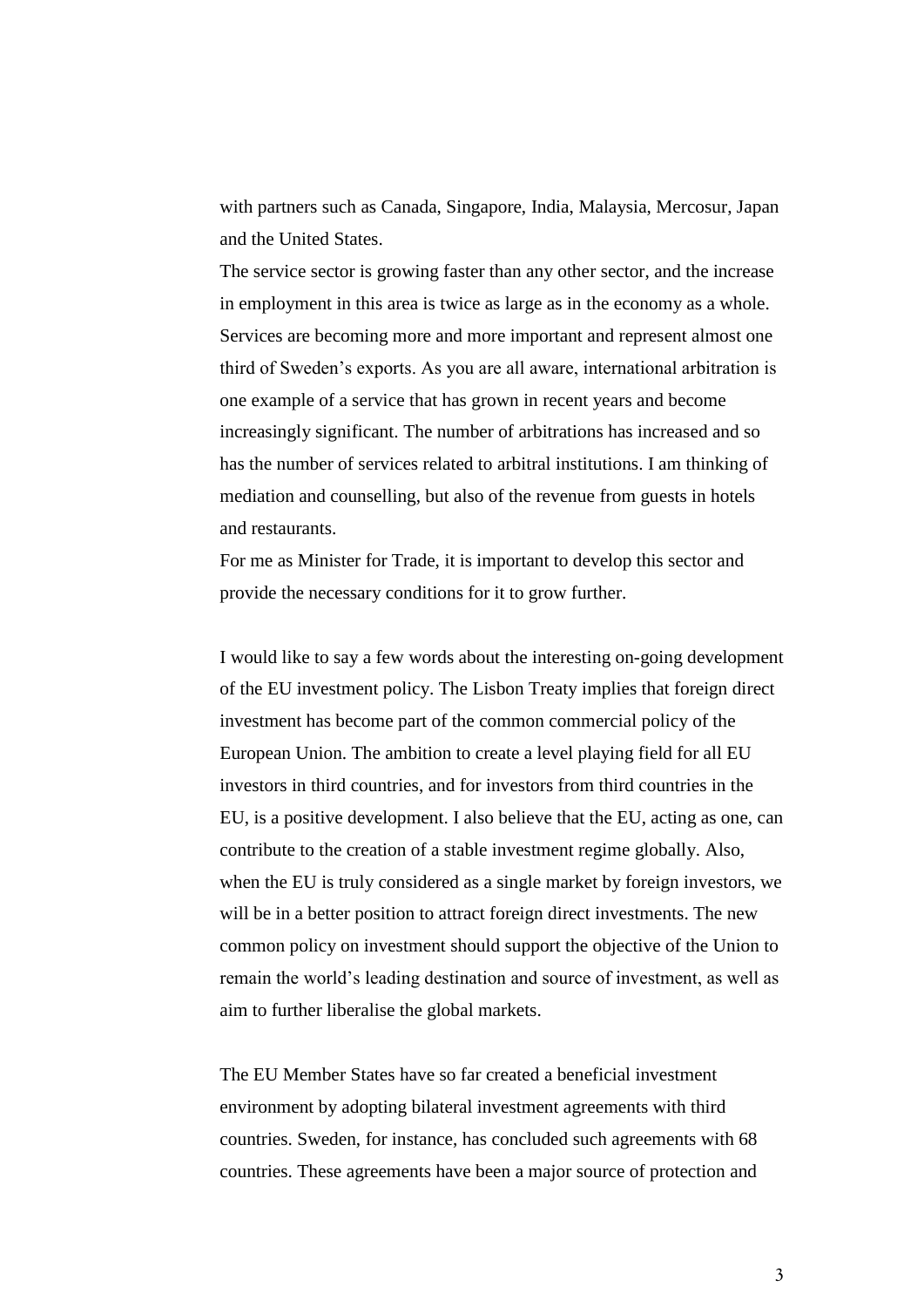with partners such as Canada, Singapore, India, Malaysia, Mercosur, Japan and the United States.

The service sector is growing faster than any other sector, and the increase in employment in this area is twice as large as in the economy as a whole. Services are becoming more and more important and represent almost one third of Sweden's exports. As you are all aware, international arbitration is one example of a service that has grown in recent years and become increasingly significant. The number of arbitrations has increased and so has the number of services related to arbitral institutions. I am thinking of mediation and counselling, but also of the revenue from guests in hotels and restaurants.

For me as Minister for Trade, it is important to develop this sector and provide the necessary conditions for it to grow further.

I would like to say a few words about the interesting on-going development of the EU investment policy. The Lisbon Treaty implies that foreign direct investment has become part of the common commercial policy of the European Union. The ambition to create a level playing field for all EU investors in third countries, and for investors from third countries in the EU, is a positive development. I also believe that the EU, acting as one, can contribute to the creation of a stable investment regime globally. Also, when the EU is truly considered as a single market by foreign investors, we will be in a better position to attract foreign direct investments. The new common policy on investment should support the objective of the Union to remain the world's leading destination and source of investment, as well as aim to further liberalise the global markets.

The EU Member States have so far created a beneficial investment environment by adopting bilateral investment agreements with third countries. Sweden, for instance, has concluded such agreements with 68 countries. These agreements have been a major source of protection and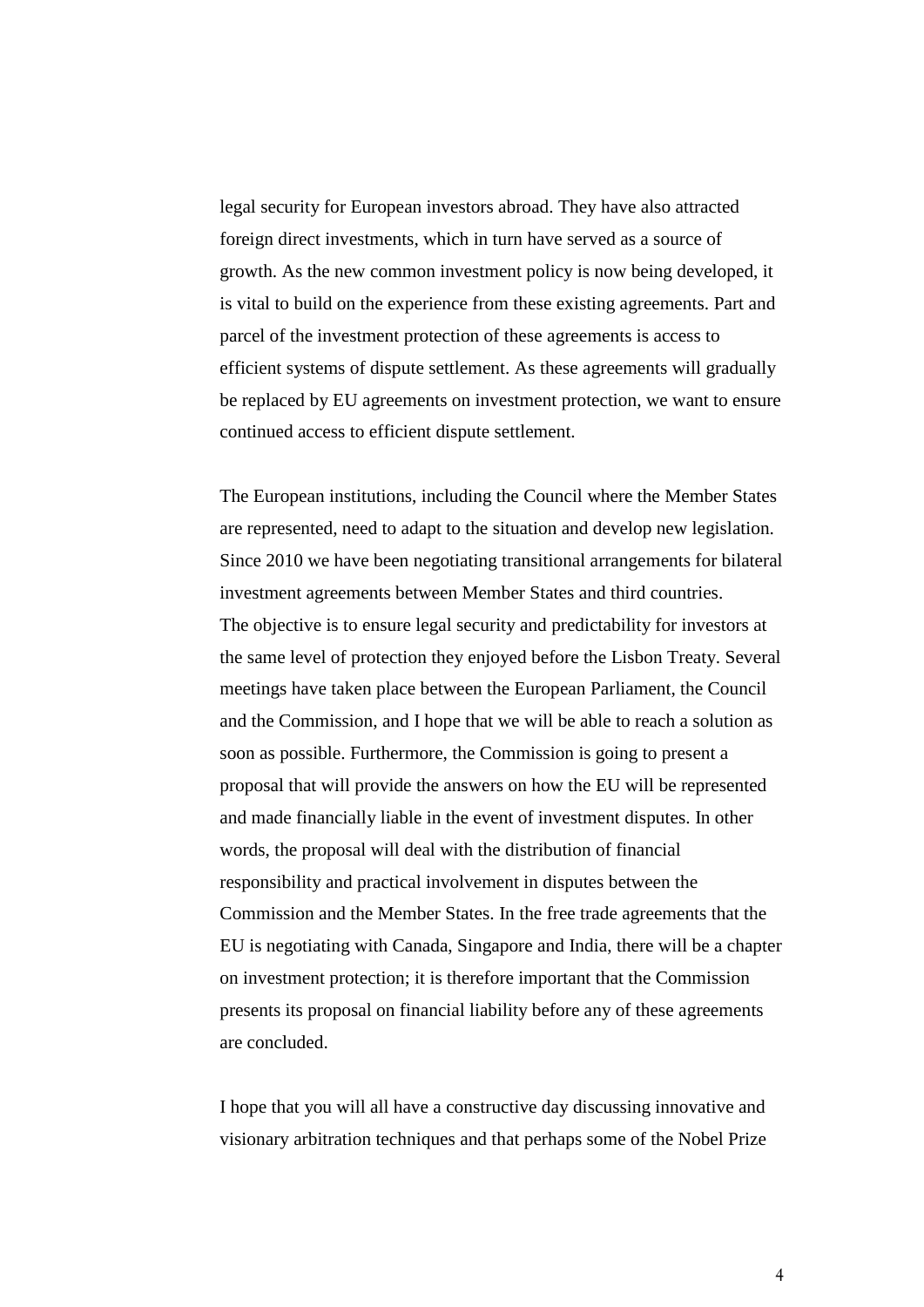legal security for European investors abroad. They have also attracted foreign direct investments, which in turn have served as a source of growth. As the new common investment policy is now being developed, it is vital to build on the experience from these existing agreements. Part and parcel of the investment protection of these agreements is access to efficient systems of dispute settlement. As these agreements will gradually be replaced by EU agreements on investment protection, we want to ensure continued access to efficient dispute settlement.

The European institutions, including the Council where the Member States are represented, need to adapt to the situation and develop new legislation. Since 2010 we have been negotiating transitional arrangements for bilateral investment agreements between Member States and third countries. The objective is to ensure legal security and predictability for investors at the same level of protection they enjoyed before the Lisbon Treaty. Several meetings have taken place between the European Parliament, the Council and the Commission, and I hope that we will be able to reach a solution as soon as possible. Furthermore, the Commission is going to present a proposal that will provide the answers on how the EU will be represented and made financially liable in the event of investment disputes. In other words, the proposal will deal with the distribution of financial responsibility and practical involvement in disputes between the Commission and the Member States. In the free trade agreements that the EU is negotiating with Canada, Singapore and India, there will be a chapter on investment protection; it is therefore important that the Commission presents its proposal on financial liability before any of these agreements are concluded.

I hope that you will all have a constructive day discussing innovative and visionary arbitration techniques and that perhaps some of the Nobel Prize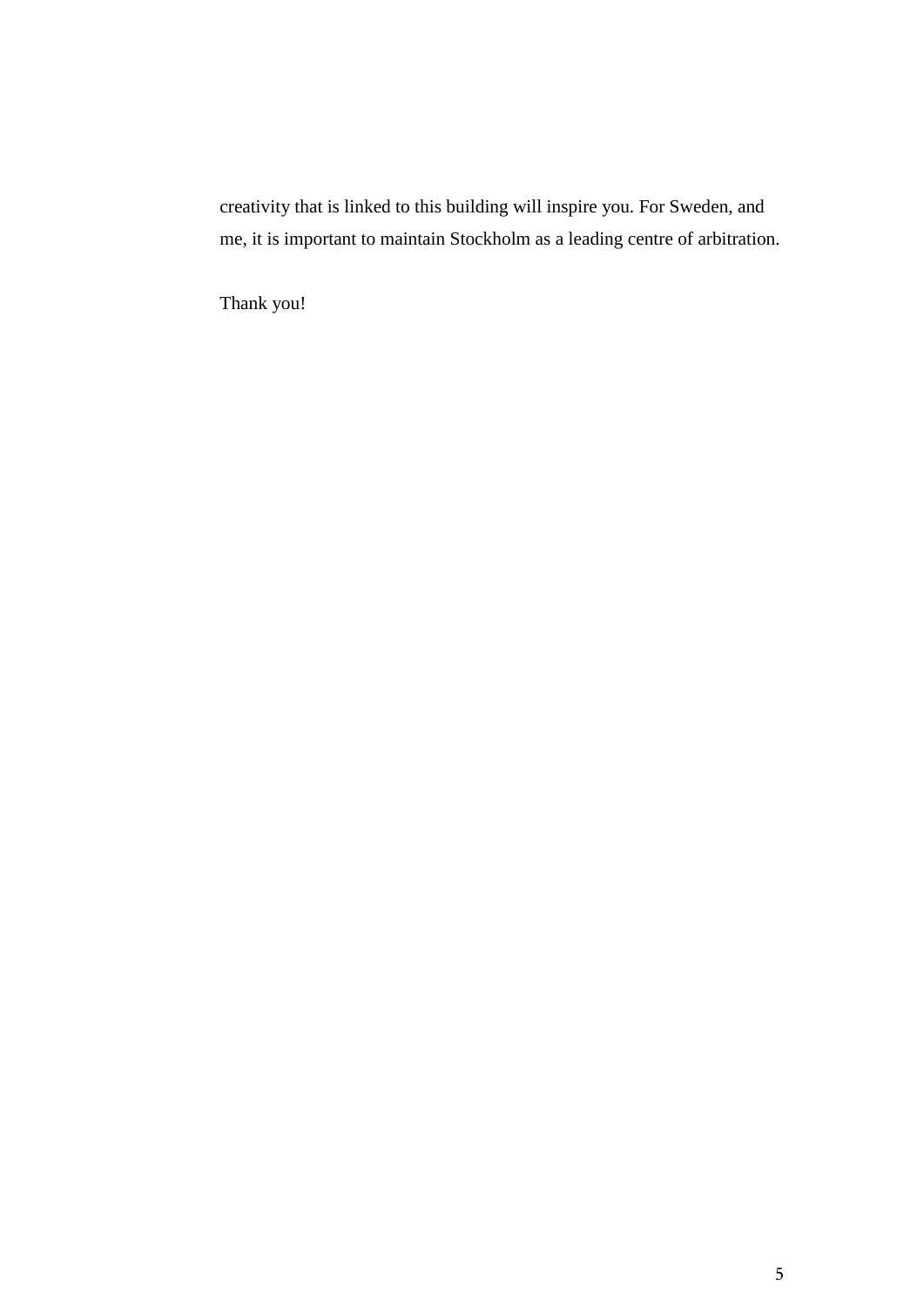creativity that is linked to this building will inspire you. For Sweden, and me, it is important to maintain Stockholm as a leading centre of arbitration.

Thank you!